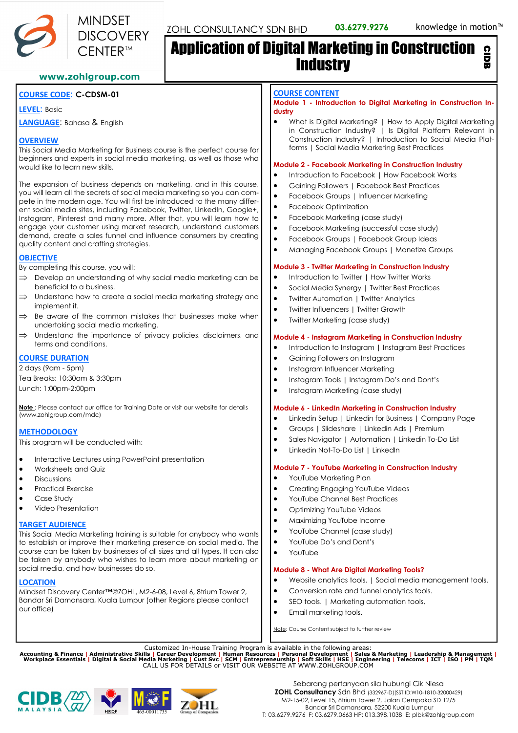MINDSET DISCOVERY CENTER™

ZOHL CONSULTANCY SDN BHD **03.6279.9276** knowledge in motion™

www.zohlgroup.com

# Application of Digital Marketing in Construction Industry

CIDB

**COURSE CODE**: **C-CDSM-01**

**LEVEL**: Basic

**LANGUAGE**: Bahasa & English

## OVERVIEW

This Social Media Marketing for Business course is the perfect course for beginners and experts in social media marketing, as well as those who would like to learn new skills.

The expansion of business depends on marketing, and in this course, you will learn all the secrets of social media marketing so you can compete in the modern age. You will first be introduced to the many different social media sites, including Facebook, Twitter, LinkedIn, Google+, Instagram, Pinterest and many more. After that, you will learn how to engage your customer using market research, understand customers demand, create a sales funnel and influence consumers by creating quality content and crafting strategies.

## OBJECTIVE

By completing this course, you will:

- ⇒ Develop an understanding of why social media marketing can be beneficial to a business.
- ⇒ Understand how to create a social media marketing strategy and implement it.
- ⇒ Be aware of the common mistakes that businesses make when undertaking social media marketing.
- ⇒ Understand the importance of privacy policies, disclaimers, and terms and conditions.

## COURSE DURATION

2 days (9am - 5pm)

Tea Breaks: 10:30am & 3:30pm

Lunch: 1:00pm-2:00pm

**Note** : Please contact our office for Training Date or visit our website for details (www.zohlgroup.com/mdc)

## METHODOLOGY

This program will be conducted with:

- Interactive Lectures using PowerPoint presentation
- Worksheets and Quiz
- Discussions
- Practical Exercise
- Case Study
- Video Presentation

## TARGET AUDIENCE

This Social Media Marketing training is suitable for anybody who wants to establish or improve their marketing presence on social media. The course can be taken by businesses of all sizes and all types. It can also be taken by anybody who wishes to learn more about marketing on social media, and how businesses do so.

## LOCATION

Mindset Discovery Center™@ZOHL, M2-6-08, Level 6, 8trium Tower 2, Bandar Sri Damansara, Kuala Lumpur (other Regions please contact our office)

## COURSE CONTENT

### Module 1 - Introduction to Digital Marketing in Construction Industry

- What is Digital Marketing? | How to Apply Digital Marketing in Construction Industry? | Is Digital Platform Relevant in Construction Industry? | Introduction to Social Media Platforms | Social Media Marketing Best Practices

### Module 2 - Facebook Marketing in Construction Industry

- Introduction to Facebook | How Facebook Works
- Gaining Followers | Facebook Best Practices
- Facebook Groups | Influencer Marketing
- Facebook Optimization
- Facebook Marketing (case study)
- Facebook Marketing (successful case study)
- Facebook Groups | Facebook Group Ideas
- Managing Facebook Groups | Monetize Groups

### Module 3 - Twitter Marketing in Construction Industry

- Introduction to Twitter | How Twitter Works
- Social Media Synergy | Twitter Best Practices
- Twitter Automation | Twitter Analytics
- Twitter Influencers | Twitter Growth
- Twitter Marketing (case study)

### Module 4 - Instagram Marketing in Construction Industry

- Introduction to Instagram | Instagram Best Practices
- Gaining Followers on Instagram
- Instagram Influencer Marketing
- Instagram Tools | Instagram Do's and Dont's
- Instagram Marketing (case study)

### Module 6 - LinkedIn Marketing in Construction Industry

- Linkedin Setup | Linkedin for Business | Company Page
- Groups | Slideshare | Linkedin Ads | Premium
- Sales Navigator | Automation | Linkedin To-Do List
- Linkedin Not-To-Do List | LinkedIn

### Module 7 - YouTube Marketing in Construction Industry

- YouTube Marketing Plan
- Creating Engaging YouTube Videos
- YouTube Channel Best Practices
- Optimizing YouTube Videos
- Maximizing YouTube Income
- YouTube Channel (case study)
- YouTube Do's and Dont's
- YouTube

### Module 8 - What Are Digital Marketing Tools?

- Website analytics tools. | Social media management tools.
- Conversion rate and funnel analytics tools.
- SEO tools. | Marketing automation tools,
- Email marketing tools.

Note: Course Content subject to further review

Customized In-House Training Program is available in the following areas:
**Accounting & Finance | Administrative Skills | Career Development | Human Resources | Personal Development | Sales & Marketing | Leadership & Management | Workplace Essentials | Digital & Social Media Marketing | Cust Svc | SCM | Entrepreneurship | Soft Skills | HSE | Engineering | Telecoms | ICT | ISO | PM | TQM**
CALL US FOR DETAILS or VISIT OUR WEBSITE AT WWW.ZOHLGROUP.COM

CIDB MALAYSIA | HRDF | MOF 465-00011735 | ZOHL Group of Companies

Sebarang pertanyaan sila hubungi Cik Niesa
**ZOHL Consultancy** Sdn Bhd (332967-D)(SST ID:W10-1810-32000429)
M2-15-02, Level 15, 8trium Tower 2, Jalan Cempaka SD 12/5
Bandar Sri Damansara, 52200 Kuala Lumpur
T: 03.6279.9276 F: 03.6279.0663 HP: 013.398.1038 E: plbk@zohlgroup.com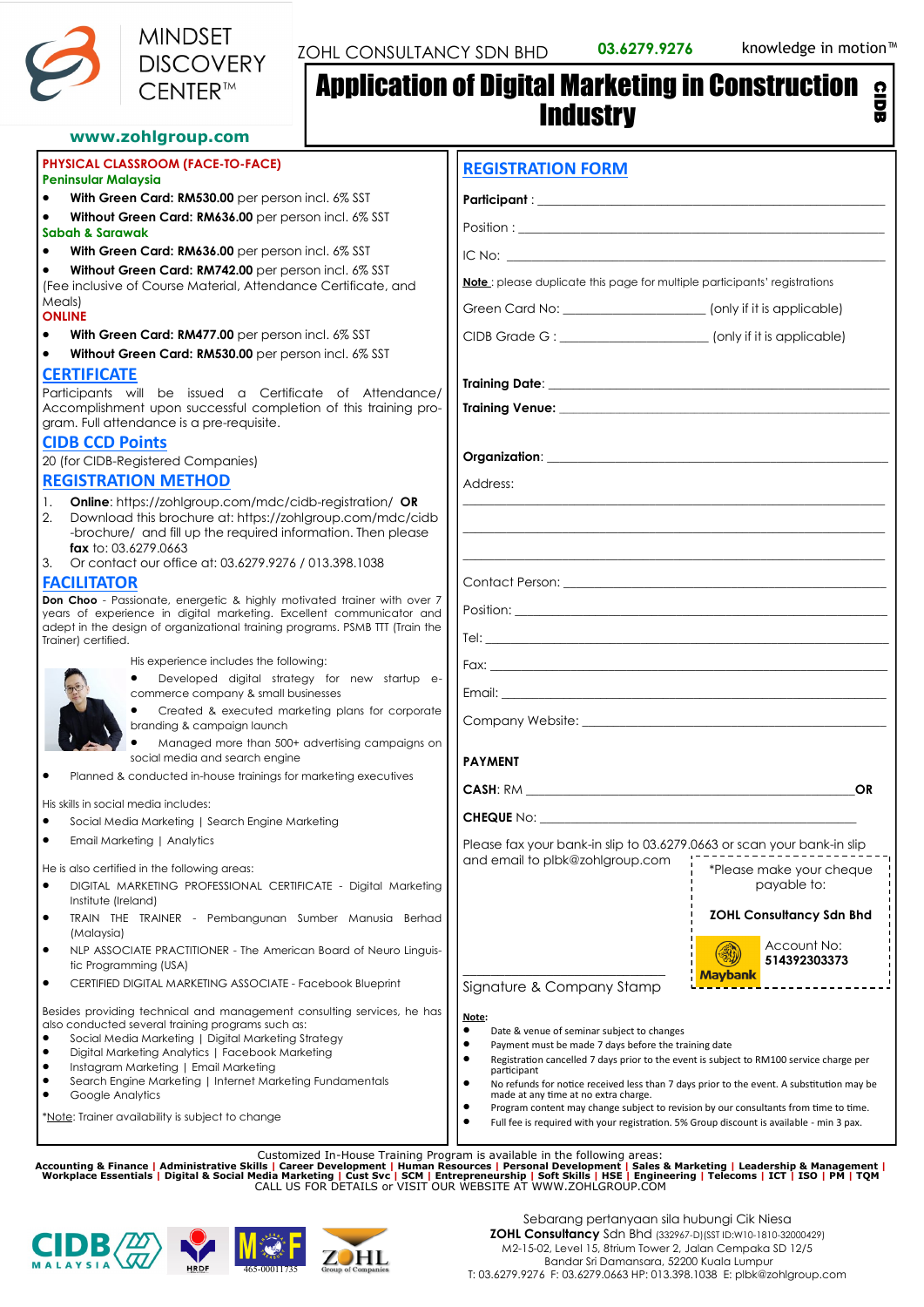MINDSET DISCOVERY CENTER™

www.zohlgroup.com

ZOHL CONSULTANCY SDN BHD **03.6279.9276** knowledge in motion™

# Application of Digital Marketing in Construction Industry

CIDB

**PHYSICAL CLASSROOM (FACE-TO-FACE)**

**Peninsular Malaysia**

- **With Green Card: RM530.00** per person incl. 6% SST
- **Without Green Card: RM636.00** per person incl. 6% SST

**Sabah & Sarawak**

- **With Green Card: RM636.00** per person incl. 6% SST
- **Without Green Card: RM742.00** per person incl. 6% SST

(Fee inclusive of Course Material, Attendance Certificate, and Meals)

**ONLINE**

- **With Green Card: RM477.00** per person incl. 6% SST
- **Without Green Card: RM530.00** per person incl. 6% SST

## CERTIFICATE

Participants will be issued a Certificate of Attendance/ Accomplishment upon successful completion of this training program. Full attendance is a pre-requisite.

## CIDB CCD Points

20 (for CIDB-Registered Companies)

## REGISTRATION METHOD

1. **Online**: https://zohlgroup.com/mdc/cidb-registration/ **OR**
2. Download this brochure at: https://zohlgroup.com/mdc/cidb-brochure/ and fill up the required information. Then please **fax** to: 03.6279.0663
3. Or contact our office at: 03.6279.9276 / 013.398.1038

## FACILITATOR

**Don Choo** - Passionate, energetic & highly motivated trainer with over 7 years of experience in digital marketing. Excellent communicator and adept in the design of organizational training programs. PSMB TTT (Train the Trainer) certified.

His experience includes the following:

- Developed digital strategy for new startup e-commerce company & small businesses
- Created & executed marketing plans for corporate branding & campaign launch
- Managed more than 500+ advertising campaigns on social media and search engine
- Planned & conducted in-house trainings for marketing executives

His skills in social media includes:

- Social Media Marketing | Search Engine Marketing
- Email Marketing | Analytics

He is also certified in the following areas:

- DIGITAL MARKETING PROFESSIONAL CERTIFICATE - Digital Marketing Institute (Ireland)
- TRAIN THE TRAINER - Pembangunan Sumber Manusia Berhad (Malaysia)
- NLP ASSOCIATE PRACTITIONER - The American Board of Neuro Linguistic Programming (USA)
- CERTIFIED DIGITAL MARKETING ASSOCIATE - Facebook Blueprint

Besides providing technical and management consulting services, he has also conducted several training programs such as:

- Social Media Marketing | Digital Marketing Strategy
- Digital Marketing Analytics | Facebook Marketing
- Instagram Marketing | Email Marketing
- Search Engine Marketing | Internet Marketing Fundamentals
- Google Analytics

*Note: Trainer availability is subject to change

## REGISTRATION FORM

**Participant** : ____________________

Position : ____________________

IC No: ____________________

**Note** : please duplicate this page for multiple participants' registrations

Green Card No: ____________ (only if it is applicable)

CIDB Grade G : ____________ (only if it is applicable)

**Training Date**: ____________________

**Training Venue**: ____________________

**Organization**: ____________________

Address: ____________________

Contact Person: ____________________

Position: ____________________

Tel: ____________________

Fax: ____________________

Email: ____________________

Company Website: ____________________

**PAYMENT**

**CASH**: RM ____________________ **OR**

**CHEQUE** No: ____________________

Please fax your bank-in slip to 03.6279.0663 or scan your bank-in slip and email to plbk@zohlgroup.com

*Please make your cheque payable to:

**ZOHL Consultancy Sdn Bhd**

Maybank Account No: **514392303373**

Signature & Company Stamp

**Note**:

- Date & venue of seminar subject to changes
- Payment must be made 7 days before the training date
- Registration cancelled 7 days prior to the event is subject to RM100 service charge per participant
- No refunds for notice received less than 7 days prior to the event. A substitution may be made at any time at no extra charge.
- Program content may change subject to review by our consultants from time to time.
- Full fee is required with your registration. 5% Group discount is available - min 3 pax.

Customized In-House Training Program is available in the following areas:

**Accounting & Finance | Administrative Skills | Career Development | Human Resources | Personal Development | Sales & Marketing | Leadership & Management | Workplace Essentials | Digital & Social Media Marketing | Cust Svc | SCM | Entrepreneurship | Soft Skills | HSE | Engineering | Telecoms | ICT | ISO | PM | TQM**

CALL US FOR DETAILS or VISIT OUR WEBSITE AT WWW.ZOHLGROUP.COM

CIDB MALAYSIA | HRDF | MOF 465-00011735 | ZOHL Group of Companies

Sebarang pertanyaan sila hubungi Cik Niesa

**ZOHL Consultancy** Sdn Bhd (332967-D)(SST ID:W10-1810-32000429)

M2-15-02, Level 15, 8trium Tower 2, Jalan Cempaka SD 12/5

Bandar Sri Damansara, 52200 Kuala Lumpur

T: 03.6279.9276 F: 03.6279.0663 HP: 013.398.1038 E: plbk@zohlgroup.com